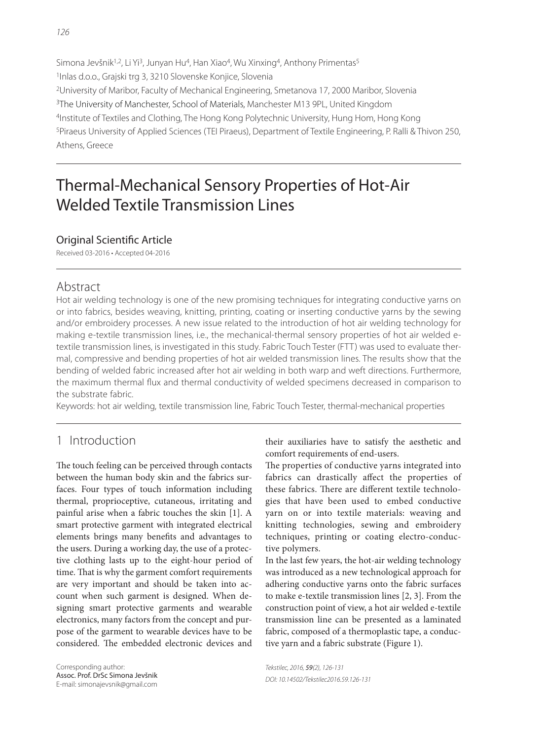Simona Jevšnik[1,2], Li Yi[3], Junyan Hu[4], Han Xiao[4], Wu Xinxing[4], Anthony Primentas[5]

[1]Inlas d.o.o., Grajski trg 3, 3210 Slovenske Konjice, Slovenia

[2]University of Maribor, Faculty of Mechanical Engineering, Smetanova 17, 2000 Maribor, Slovenia

[3]The University of Manchester, School of Materials, Manchester M13 9PL, United Kingdom

[4]Institute of Textiles and Clothing, The Hong Kong Polytechnic University, Hung Hom, Hong Kong

[5]Piraeus University of Applied Sciences (TEI Piraeus), Department of Textile Engineering, P. Ralli & Thivon 250, Athens, Greece

# Thermal-Mechanical Sensory Properties of Hot-Air Welded Textile Transmission Lines

### Original Scientific Article

Received 03-2016 • Accepted 04-2016

## Abstract

Hot air welding technology is one of the new promising techniques for integrating conductive yarns on or into fabrics, besides weaving, knitting, printing, coating or inserting conductive yarns by the sewing and/or embroidery processes. A new issue related to the introduction of hot air welding technology for making e-textile transmission lines, i.e., the mechanical-thermal sensory properties of hot air welded e-textile transmission lines, is investigated in this study. Fabric Touch Tester (FTT) was used to evaluate thermal, compressive and bending properties of hot air welded transmission lines. The results show that the bending of welded fabric increased after hot air welding in both warp and weft directions. Furthermore, the maximum thermal flux and thermal conductivity of welded specimens decreased in comparison to the substrate fabric.

Keywords: hot air welding, textile transmission line, Fabric Touch Tester, thermal-mechanical properties

## 1 Introduction

The touch feeling can be perceived through contacts between the human body skin and the fabrics surfaces. Four types of touch information including thermal, proprioceptive, cutaneous, irritating and painful arise when a fabric touches the skin [1]. A smart protective garment with integrated electrical elements brings many benefits and advantages to the users. During a working day, the use of a protective clothing lasts up to the eight-hour period of time. That is why the garment comfort requirements are very important and should be taken into account when such garment is designed. When designing smart protective garments and wearable electronics, many factors from the concept and purpose of the garment to wearable devices have to be considered. The embedded electronic devices and their auxiliaries have to satisfy the aesthetic and comfort requirements of end-users.

The properties of conductive yarns integrated into fabrics can drastically affect the properties of these fabrics. There are different textile technologies that have been used to embed conductive yarn on or into textile materials: weaving and knitting technologies, sewing and embroidery techniques, printing or coating electro-conductive polymers.

In the last few years, the hot-air welding technology was introduced as a new technological approach for adhering conductive yarns onto the fabric surfaces to make e-textile transmission lines [2, 3]. From the construction point of view, a hot air welded e-textile transmission line can be presented as a laminated fabric, composed of a thermoplastic tape, a conductive yarn and a fabric substrate (Figure 1).

Corresponding author:
Assoc. Prof. DrSc Simona Jevšnik
E-mail: simonajevsnik@gmail.com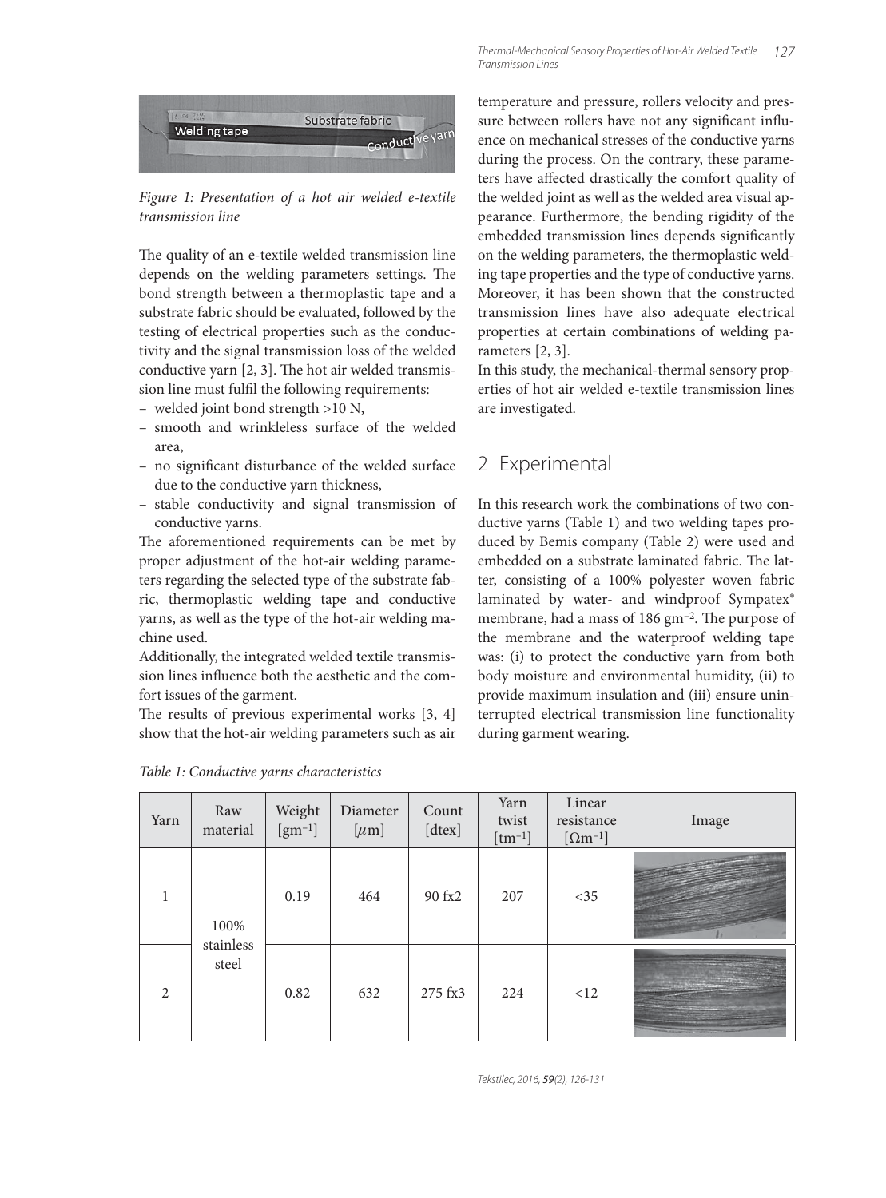Figure 1: Presentation of a hot air welded e-textile transmission line

The quality of an e-textile welded transmission line depends on the welding parameters settings. The bond strength between a thermoplastic tape and a substrate fabric should be evaluated, followed by the testing of electrical properties such as the conductivity and the signal transmission loss of the welded conductive yarn [2, 3]. The hot air welded transmission line must fulfil the following requirements:

- welded joint bond strength >10 N,
- smooth and wrinkleless surface of the welded area,
- no significant disturbance of the welded surface due to the conductive yarn thickness,
- stable conductivity and signal transmission of conductive yarns.

The aforementioned requirements can be met by proper adjustment of the hot-air welding parameters regarding the selected type of the substrate fabric, thermoplastic welding tape and conductive yarns, as well as the type of the hot-air welding machine used.

Additionally, the integrated welded textile transmission lines influence both the aesthetic and the comfort issues of the garment.

The results of previous experimental works [3, 4] show that the hot-air welding parameters such as air temperature and pressure, rollers velocity and pressure between rollers have not any significant influence on mechanical stresses of the conductive yarns during the process. On the contrary, these parameters have affected drastically the comfort quality of the welded joint as well as the welded area visual appearance. Furthermore, the bending rigidity of the embedded transmission lines depends significantly on the welding parameters, the thermoplastic welding tape properties and the type of conductive yarns. Moreover, it has been shown that the constructed transmission lines have also adequate electrical properties at certain combinations of welding parameters [2, 3].

In this study, the mechanical-thermal sensory properties of hot air welded e-textile transmission lines are investigated.

## 2 Experimental

In this research work the combinations of two conductive yarns (Table 1) and two welding tapes produced by Bemis company (Table 2) were used and embedded on a substrate laminated fabric. The latter, consisting of a 100% polyester woven fabric laminated by water- and windproof Sympatex® membrane, had a mass of 186 gm$^{-2}$. The purpose of the membrane and the waterproof welding tape was: (i) to protect the conductive yarn from both body moisture and environmental humidity, (ii) to provide maximum insulation and (iii) ensure uninterrupted electrical transmission line functionality during garment wearing.

Table 1: Conductive yarns characteristics

| Yarn | Raw material | Weight [gm$^{-1}$] | Diameter [$\mu$m] | Count [dtex] | Yarn twist [tm$^{-1}$] | Linear resistance [$\Omega$m$^{-1}$] | Image |
|---|---|---|---|---|---|---|---|
| 1 | 100% stainless steel | 0.19 | 464 | 90 fx2 | 207 | <35 | |
| 2 | | 0.82 | 632 | 275 fx3 | 224 | <12 | |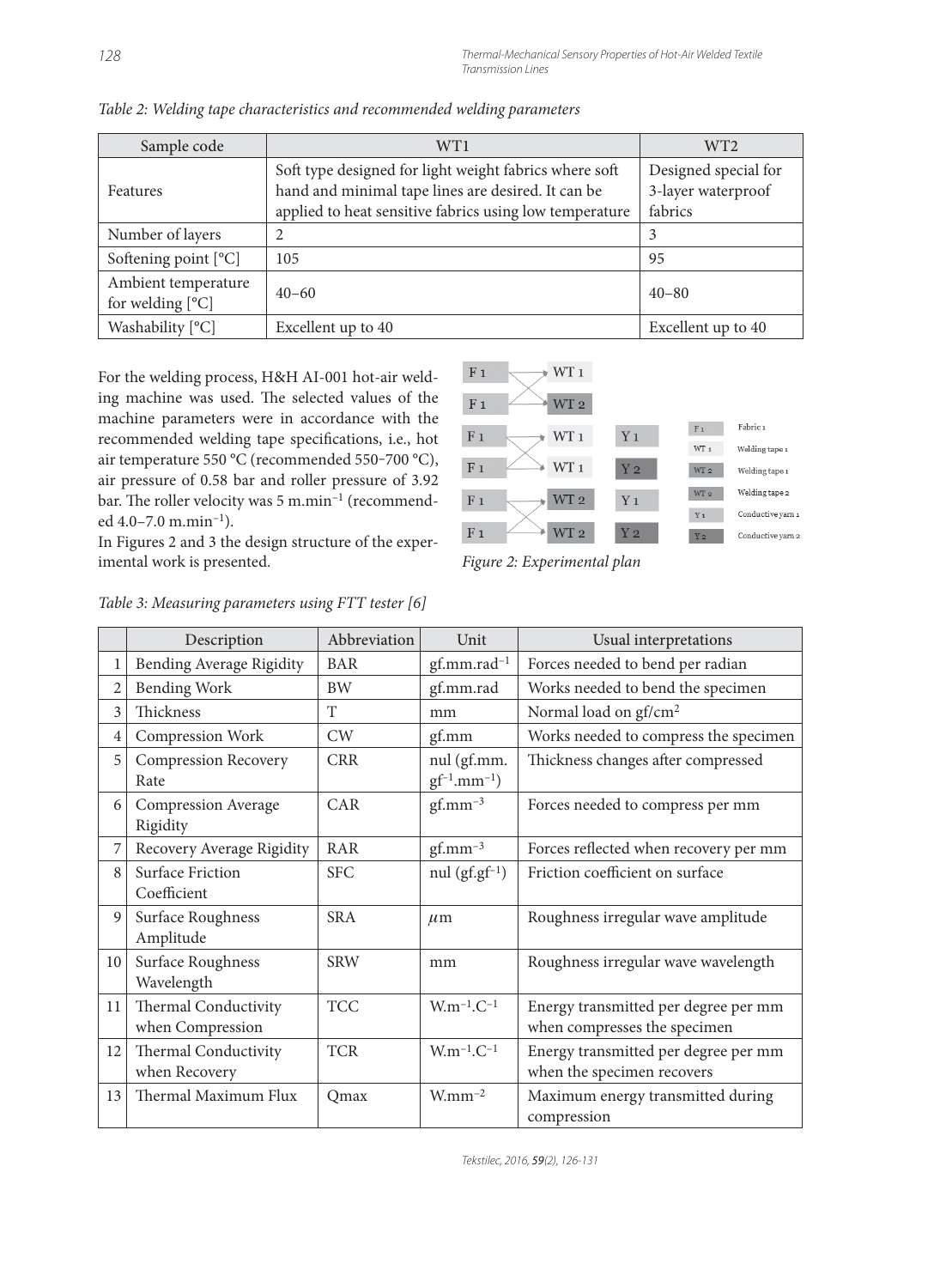*Table 2: Welding tape characteristics and recommended welding parameters*

| Sample code | WT1 | WT2 |
|---|---|---|
| Features | Soft type designed for light weight fabrics where soft hand and minimal tape lines are desired. It can be applied to heat sensitive fabrics using low temperature | Designed special for 3-layer waterproof fabrics |
| Number of layers | 2 | 3 |
| Softening point [°C] | 105 | 95 |
| Ambient temperature for welding [°C] | 40–60 | 40–80 |
| Washability [°C] | Excellent up to 40 | Excellent up to 40 |

For the welding process, H&H AI-001 hot-air welding machine was used. The selected values of the machine parameters were in accordance with the recommended welding tape specifications, i.e., hot air temperature 550 °C (recommended 550–700 °C), air pressure of 0.58 bar and roller pressure of 3.92 bar. The roller velocity was 5 m.min$^{-1}$ (recommended 4.0–7.0 m.min$^{-1}$).

In Figures 2 and 3 the design structure of the experimental work is presented.

*Figure 2: Experimental plan*

*Table 3: Measuring parameters using FTT tester [6]*

| | Description | Abbreviation | Unit | Usual interpretations |
|---|---|---|---|---|
| 1 | Bending Average Rigidity | BAR | gf.mm.rad$^{-1}$ | Forces needed to bend per radian |
| 2 | Bending Work | BW | gf.mm.rad | Works needed to bend the specimen |
| 3 | Thickness | T | mm | Normal load on gf/cm$^2$ |
| 4 | Compression Work | CW | gf.mm | Works needed to compress the specimen |
| 5 | Compression Recovery Rate | CRR | nul (gf.mm.gf$^{-1}$.mm$^{-1}$) | Thickness changes after compressed |
| 6 | Compression Average Rigidity | CAR | gf.mm$^{-3}$ | Forces needed to compress per mm |
| 7 | Recovery Average Rigidity | RAR | gf.mm$^{-3}$ | Forces reflected when recovery per mm |
| 8 | Surface Friction Coefficient | SFC | nul (gf.gf$^{-1}$) | Friction coefficient on surface |
| 9 | Surface Roughness Amplitude | SRA | $\mu$m | Roughness irregular wave amplitude |
| 10 | Surface Roughness Wavelength | SRW | mm | Roughness irregular wave wavelength |
| 11 | Thermal Conductivity when Compression | TCC | W.m$^{-1}$.C$^{-1}$ | Energy transmitted per degree per mm when compresses the specimen |
| 12 | Thermal Conductivity when Recovery | TCR | W.m$^{-1}$.C$^{-1}$ | Energy transmitted per degree per mm when the specimen recovers |
| 13 | Thermal Maximum Flux | Qmax | W.mm$^{-2}$ | Maximum energy transmitted during compression |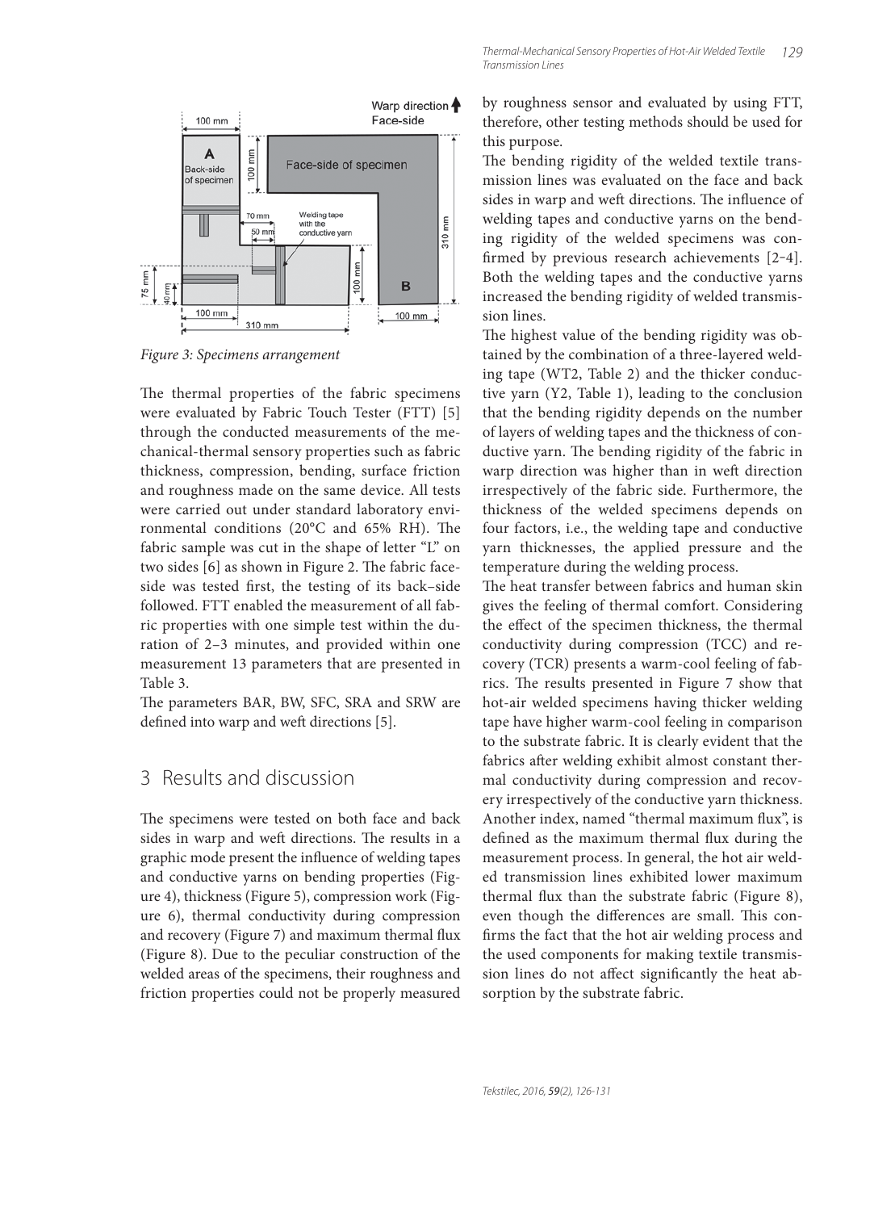Figure 3: Specimens arrangement

The thermal properties of the fabric specimens were evaluated by Fabric Touch Tester (FTT) [5] through the conducted measurements of the mechanical-thermal sensory properties such as fabric thickness, compression, bending, surface friction and roughness made on the same device. All tests were carried out under standard laboratory environmental conditions (20°C and 65% RH). The fabric sample was cut in the shape of letter "L" on two sides [6] as shown in Figure 2. The fabric face-side was tested first, the testing of its back–side followed. FTT enabled the measurement of all fabric properties with one simple test within the duration of 2–3 minutes, and provided within one measurement 13 parameters that are presented in Table 3.

The parameters BAR, BW, SFC, SRA and SRW are defined into warp and weft directions [5].

## 3 Results and discussion

The specimens were tested on both face and back sides in warp and weft directions. The results in a graphic mode present the influence of welding tapes and conductive yarns on bending properties (Figure 4), thickness (Figure 5), compression work (Figure 6), thermal conductivity during compression and recovery (Figure 7) and maximum thermal flux (Figure 8). Due to the peculiar construction of the welded areas of the specimens, their roughness and friction properties could not be properly measured by roughness sensor and evaluated by using FTT, therefore, other testing methods should be used for this purpose.

The bending rigidity of the welded textile transmission lines was evaluated on the face and back sides in warp and weft directions. The influence of welding tapes and conductive yarns on the bending rigidity of the welded specimens was confirmed by previous research achievements [2–4]. Both the welding tapes and the conductive yarns increased the bending rigidity of welded transmission lines.

The highest value of the bending rigidity was obtained by the combination of a three-layered welding tape (WT2, Table 2) and the thicker conductive yarn (Y2, Table 1), leading to the conclusion that the bending rigidity depends on the number of layers of welding tapes and the thickness of conductive yarn. The bending rigidity of the fabric in warp direction was higher than in weft direction irrespectively of the fabric side. Furthermore, the thickness of the welded specimens depends on four factors, i.e., the welding tape and conductive yarn thicknesses, the applied pressure and the temperature during the welding process.

The heat transfer between fabrics and human skin gives the feeling of thermal comfort. Considering the effect of the specimen thickness, the thermal conductivity during compression (TCC) and recovery (TCR) presents a warm-cool feeling of fabrics. The results presented in Figure 7 show that hot-air welded specimens having thicker welding tape have higher warm-cool feeling in comparison to the substrate fabric. It is clearly evident that the fabrics after welding exhibit almost constant thermal conductivity during compression and recovery irrespectively of the conductive yarn thickness. Another index, named "thermal maximum flux", is defined as the maximum thermal flux during the measurement process. In general, the hot air welded transmission lines exhibited lower maximum thermal flux than the substrate fabric (Figure 8), even though the differences are small. This confirms the fact that the hot air welding process and the used components for making textile transmission lines do not affect significantly the heat absorption by the substrate fabric.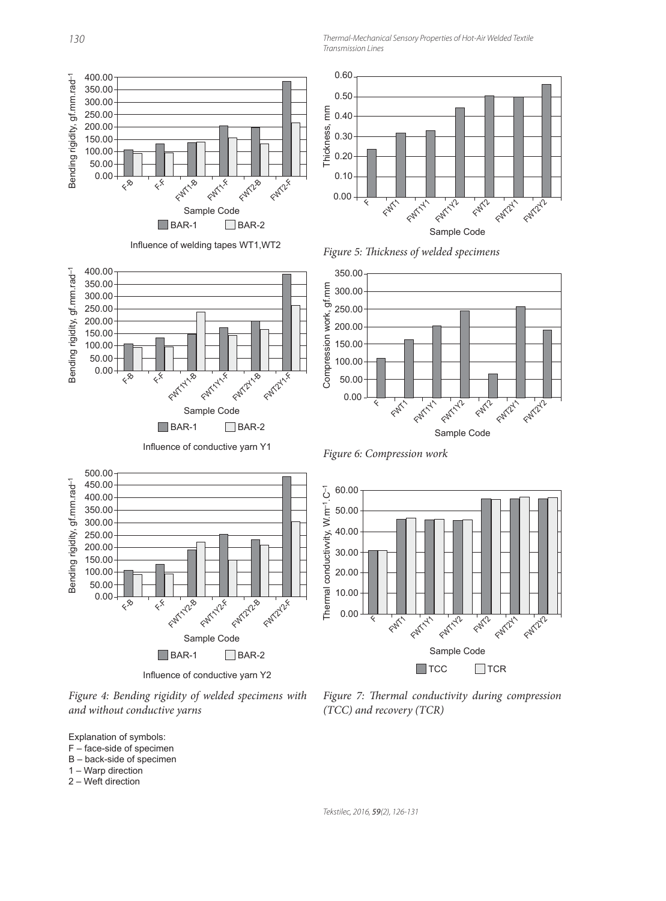Influence of welding tapes WT1,WT2

Influence of conductive yarn Y1

Influence of conductive yarn Y2

*Figure 4: Bending rigidity of welded specimens with and without conductive yarns*

Explanation of symbols:
F – face-side of specimen
B – back-side of specimen
1 – Warp direction
2 – Weft direction

*Figure 5: Thickness of welded specimens*

*Figure 6: Compression work*

*Figure 7: Thermal conductivity during compression (TCC) and recovery (TCR)*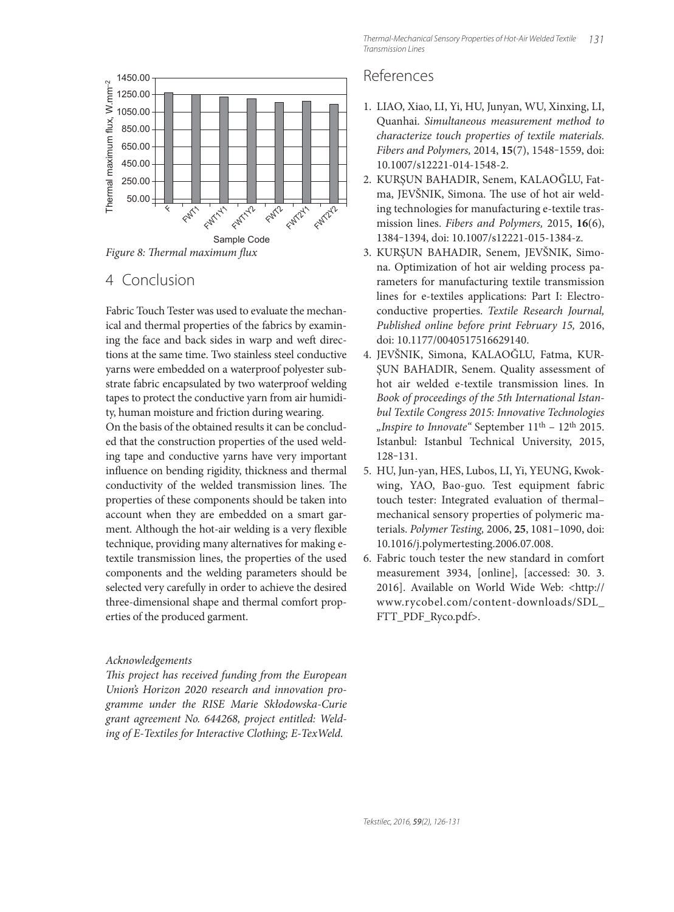Thermal maximum flux, W.mm⁻²

1450.00
1250.00
1050.00
850.00
650.00
450.00
250.00
50.00

F
FWT1
FWT1Y1
FWT1Y2
FWT2
FWT2Y1
FWT2Y2

Sample Code

*Figure 8: Thermal maximum flux*

## 4 Conclusion

Fabric Touch Tester was used to evaluate the mechanical and thermal properties of the fabrics by examining the face and back sides in warp and weft directions at the same time. Two stainless steel conductive yarns were embedded on a waterproof polyester substrate fabric encapsulated by two waterproof welding tapes to protect the conductive yarn from air humidity, human moisture and friction during wearing.

On the basis of the obtained results it can be concluded that the construction properties of the used welding tape and conductive yarns have very important influence on bending rigidity, thickness and thermal conductivity of the welded transmission lines. The properties of these components should be taken into account when they are embedded on a smart garment. Although the hot-air welding is a very flexible technique, providing many alternatives for making e-textile transmission lines, the properties of the used components and the welding parameters should be selected very carefully in order to achieve the desired three-dimensional shape and thermal comfort properties of the produced garment.

*Acknowledgements*

*This project has received funding from the European Union's Horizon 2020 research and innovation programme under the RISE Marie Skłodowska-Curie grant agreement No. 644268, project entitled: Welding of E-Textiles for Interactive Clothing; E-TexWeld.*

## References

1. LIAO, Xiao, LI, Yi, HU, Junyan, WU, Xinxing, LI, Quanhai. *Simultaneous measurement method to characterize touch properties of textile materials. Fibers and Polymers,* 2014, **15**(7), 1548‑1559, doi: 10.1007/s12221-014-1548-2.
2. KURŞUN BAHADIR, Senem, KALAOĞLU, Fatma, JEVŠNIK, Simona. The use of hot air welding technologies for manufacturing e-textile trasmission lines. *Fibers and Polymers,* 2015, **16**(6), 1384‑1394, doi: 10.1007/s12221-015-1384-z.
3. KURŞUN BAHADIR, Senem, JEVŠNIK, Simona. Optimization of hot air welding process parameters for manufacturing textile transmission lines for e-textiles applications: Part I: Electroconductive properties. *Textile Research Journal, Published online before print February 15,* 2016, doi: 10.1177/0040517516629140.
4. JEVŠNIK, Simona, KALAOĞLU, Fatma, KURŞUN BAHADIR, Senem. Quality assessment of hot air welded e-textile transmission lines. In *Book of proceedings of the 5th International Istanbul Textile Congress 2015: Innovative Technologies „Inspire to Innovate"* September 11th – 12th 2015. Istanbul: Istanbul Technical University, 2015, 128‑131.
5. HU, Jun-yan, HES, Lubos, LI, Yi, YEUNG, Kwok-wing, YAO, Bao-guo. Test equipment fabric touch tester: Integrated evaluation of thermal–mechanical sensory properties of polymeric materials. *Polymer Testing,* 2006, **25**, 1081–1090, doi: 10.1016/j.polymertesting.2006.07.008.
6. Fabric touch tester the new standard in comfort measurement 3934, [online], [accessed: 30. 3. 2016]. Available on World Wide Web: <http://www.rycobel.com/content-downloads/SDL_FTT_PDF_Ryco.pdf>.